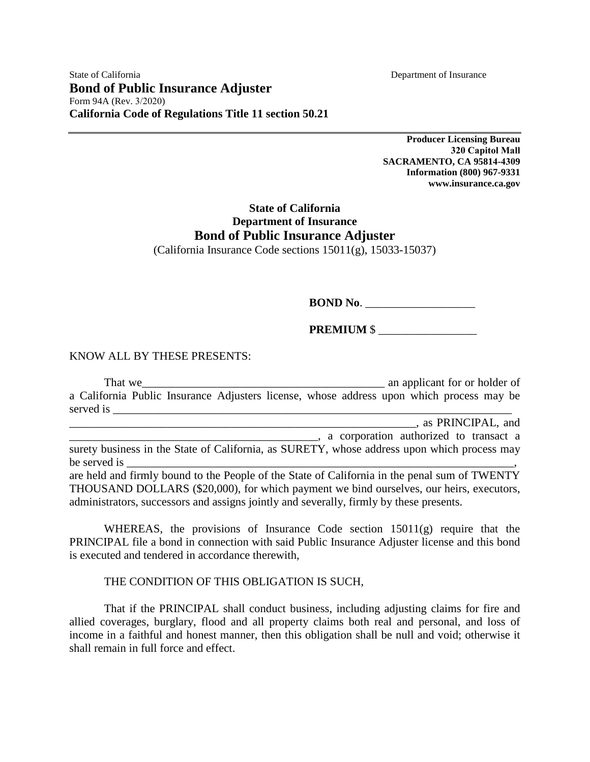State of California　　　　　　　　　　　　　　　　　　　Department of Insurance

**Bond of Public Insurance Adjuster**

Form 94A (Rev. 3/2020)

**California Code of Regulations Title 11 section 50.21**

---

**Producer Licensing Bureau**
**320 Capitol Mall**
**SACRAMENTO, CA 95814-4309**
**Information (800) 967-9331**
**www.insurance.ca.gov**

**State of California**
**Department of Insurance**

## Bond of Public Insurance Adjuster

(California Insurance Code sections 15011(g), 15033-15037)

**BOND No**. ___________________

**PREMIUM** $ _________________

KNOW ALL BY THESE PRESENTS:

That we__________________________________________ an applicant for or holder of a California Public Insurance Adjusters license, whose address upon which process may be served is _______________________________________________________________________ ____________________________________________________________, as PRINCIPAL, and ___________________________________________, a corporation authorized to transact a surety business in the State of California, as SURETY, whose address upon which process may be served is ____________________________________________________________________, are held and firmly bound to the People of the State of California in the penal sum of TWENTY THOUSAND DOLLARS ($20,000), for which payment we bind ourselves, our heirs, executors, administrators, successors and assigns jointly and severally, firmly by these presents.

WHEREAS, the provisions of Insurance Code section 15011(g) require that the PRINCIPAL file a bond in connection with said Public Insurance Adjuster license and this bond is executed and tendered in accordance therewith,

THE CONDITION OF THIS OBLIGATION IS SUCH,

That if the PRINCIPAL shall conduct business, including adjusting claims for fire and allied coverages, burglary, flood and all property claims both real and personal, and loss of income in a faithful and honest manner, then this obligation shall be null and void; otherwise it shall remain in full force and effect.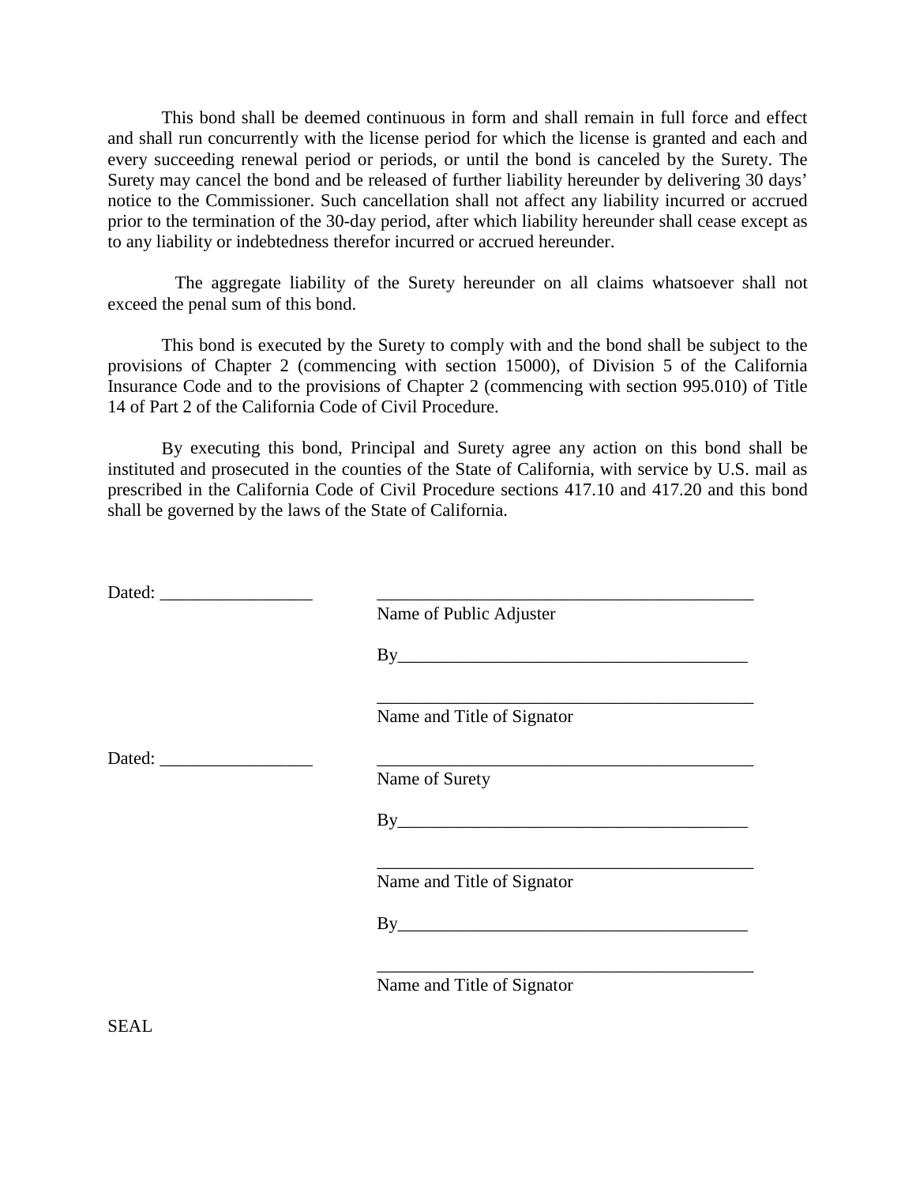This bond shall be deemed continuous in form and shall remain in full force and effect and shall run concurrently with the license period for which the license is granted and each and every succeeding renewal period or periods, or until the bond is canceled by the Surety. The Surety may cancel the bond and be released of further liability hereunder by delivering 30 days' notice to the Commissioner. Such cancellation shall not affect any liability incurred or accrued prior to the termination of the 30-day period, after which liability hereunder shall cease except as to any liability or indebtedness therefor incurred or accrued hereunder.

The aggregate liability of the Surety hereunder on all claims whatsoever shall not exceed the penal sum of this bond.

This bond is executed by the Surety to comply with and the bond shall be subject to the provisions of Chapter 2 (commencing with section 15000), of Division 5 of the California Insurance Code and to the provisions of Chapter 2 (commencing with section 995.010) of Title 14 of Part 2 of the California Code of Civil Procedure.

By executing this bond, Principal and Surety agree any action on this bond shall be instituted and prosecuted in the counties of the State of California, with service by U.S. mail as prescribed in the California Code of Civil Procedure sections 417.10 and 417.20 and this bond shall be governed by the laws of the State of California.

Dated: _________________ ____________________________________________
Name of Public Adjuster

By_______________________________________

____________________________________________
Name and Title of Signator

Dated: _________________ ____________________________________________
Name of Surety

By_______________________________________

____________________________________________
Name and Title of Signator

By_______________________________________

____________________________________________
Name and Title of Signator

SEAL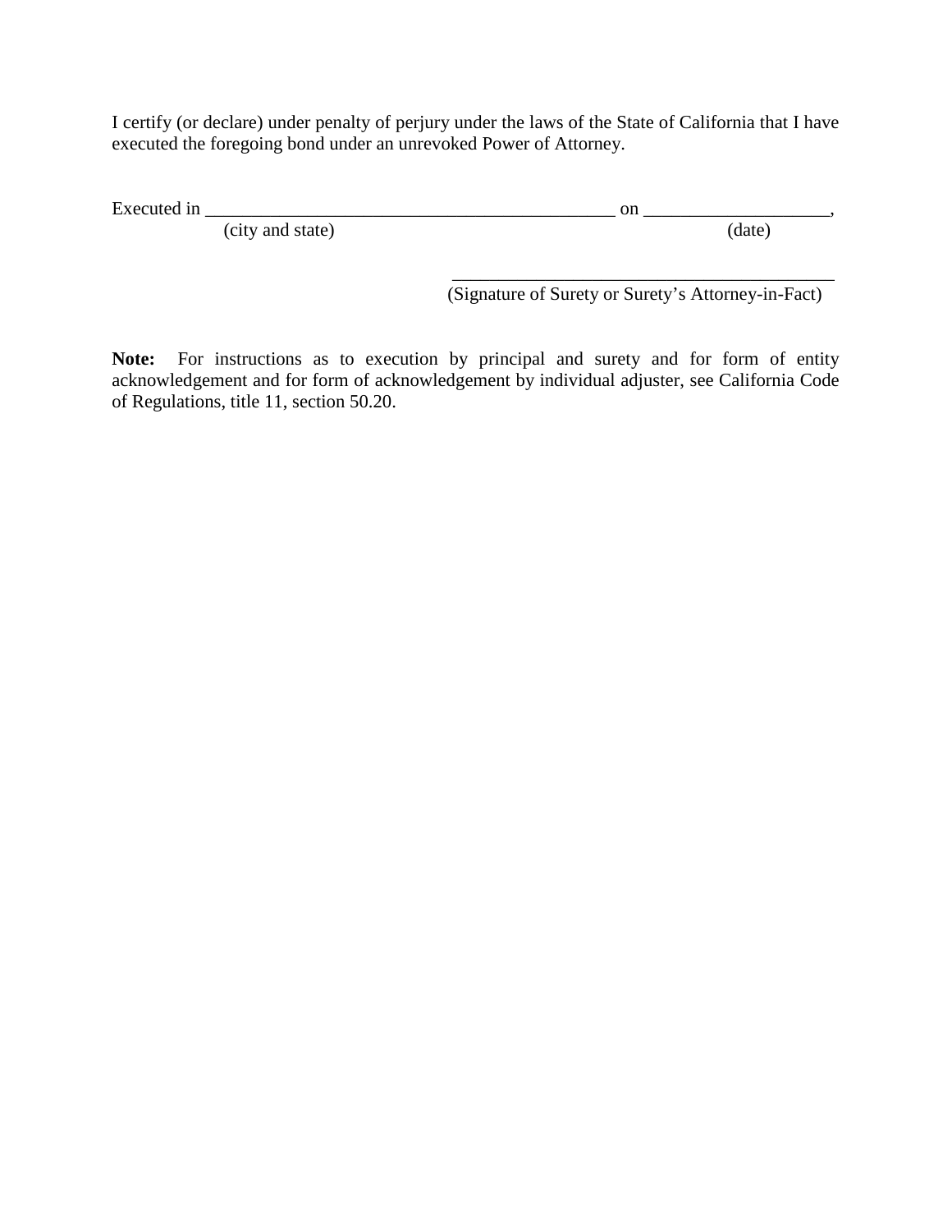I certify (or declare) under penalty of perjury under the laws of the State of California that I have executed the foregoing bond under an unrevoked Power of Attorney.

Executed in _____________________________________________ on ___________________,
(city and state) (date)

__________________________________________
(Signature of Surety or Surety's Attorney-in-Fact)

**Note:** For instructions as to execution by principal and surety and for form of entity acknowledgement and for form of acknowledgement by individual adjuster, see California Code of Regulations, title 11, section 50.20.